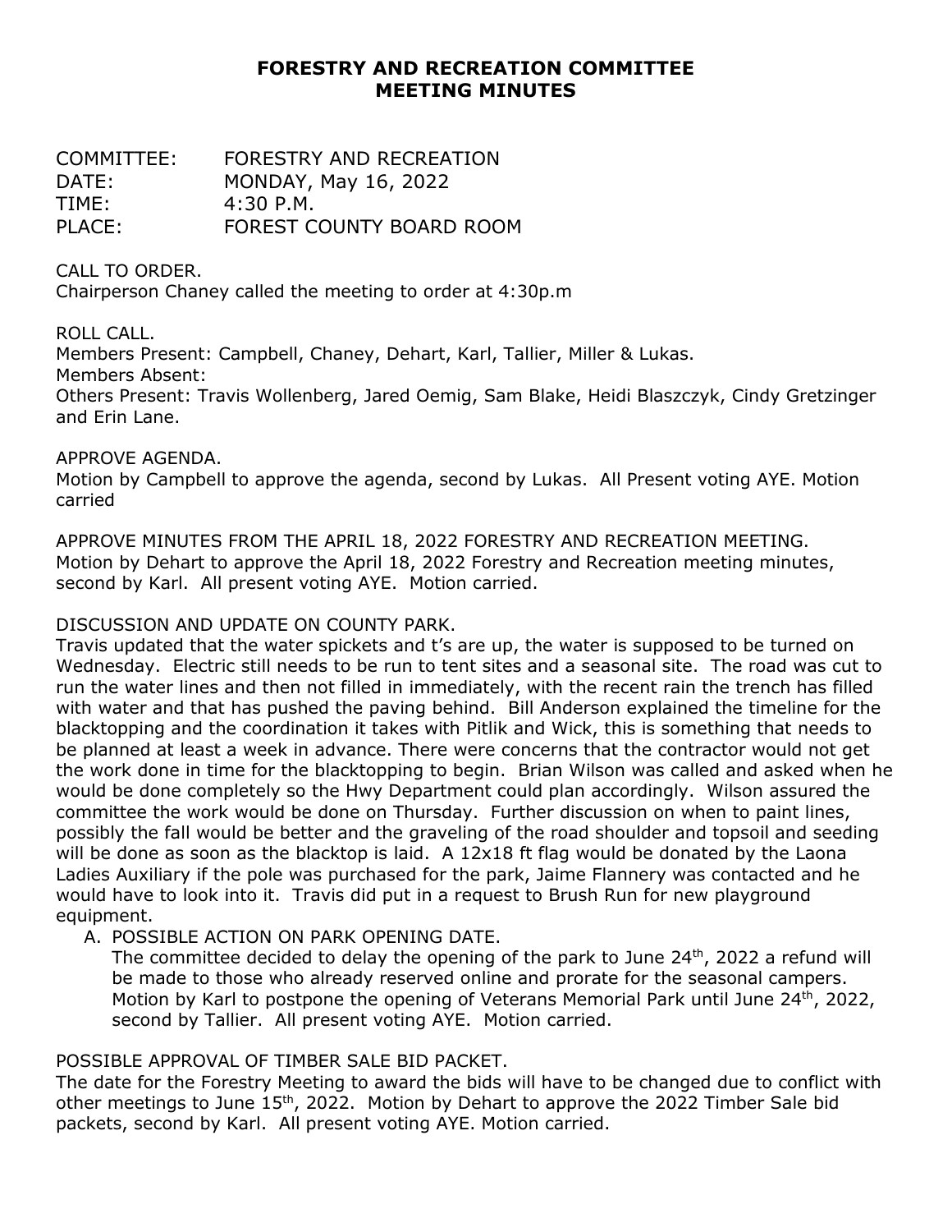# FORESTRY AND RECREATION COMMITTEE MEETING MINUTES

COMMITTEE: FORESTRY AND RECREATION
DATE: MONDAY, May 16, 2022
TIME: 4:30 P.M.
PLACE: FOREST COUNTY BOARD ROOM

CALL TO ORDER.
Chairperson Chaney called the meeting to order at 4:30p.m

ROLL CALL.
Members Present: Campbell, Chaney, Dehart, Karl, Tallier, Miller & Lukas.
Members Absent:
Others Present: Travis Wollenberg, Jared Oemig, Sam Blake, Heidi Blaszczyk, Cindy Gretzinger and Erin Lane.

APPROVE AGENDA.
Motion by Campbell to approve the agenda, second by Lukas. All Present voting AYE. Motion carried

APPROVE MINUTES FROM THE APRIL 18, 2022 FORESTRY AND RECREATION MEETING.
Motion by Dehart to approve the April 18, 2022 Forestry and Recreation meeting minutes, second by Karl. All present voting AYE. Motion carried.

DISCUSSION AND UPDATE ON COUNTY PARK.
Travis updated that the water spickets and t's are up, the water is supposed to be turned on Wednesday. Electric still needs to be run to tent sites and a seasonal site. The road was cut to run the water lines and then not filled in immediately, with the recent rain the trench has filled with water and that has pushed the paving behind. Bill Anderson explained the timeline for the blacktopping and the coordination it takes with Pitlik and Wick, this is something that needs to be planned at least a week in advance. There were concerns that the contractor would not get the work done in time for the blacktopping to begin. Brian Wilson was called and asked when he would be done completely so the Hwy Department could plan accordingly. Wilson assured the committee the work would be done on Thursday. Further discussion on when to paint lines, possibly the fall would be better and the graveling of the road shoulder and topsoil and seeding will be done as soon as the blacktop is laid. A 12x18 ft flag would be donated by the Laona Ladies Auxiliary if the pole was purchased for the park, Jaime Flannery was contacted and he would have to look into it. Travis did put in a request to Brush Run for new playground equipment.

A. POSSIBLE ACTION ON PARK OPENING DATE.
   The committee decided to delay the opening of the park to June 24th, 2022 a refund will be made to those who already reserved online and prorate for the seasonal campers. Motion by Karl to postpone the opening of Veterans Memorial Park until June 24th, 2022, second by Tallier. All present voting AYE. Motion carried.

POSSIBLE APPROVAL OF TIMBER SALE BID PACKET.
The date for the Forestry Meeting to award the bids will have to be changed due to conflict with other meetings to June 15th, 2022. Motion by Dehart to approve the 2022 Timber Sale bid packets, second by Karl. All present voting AYE. Motion carried.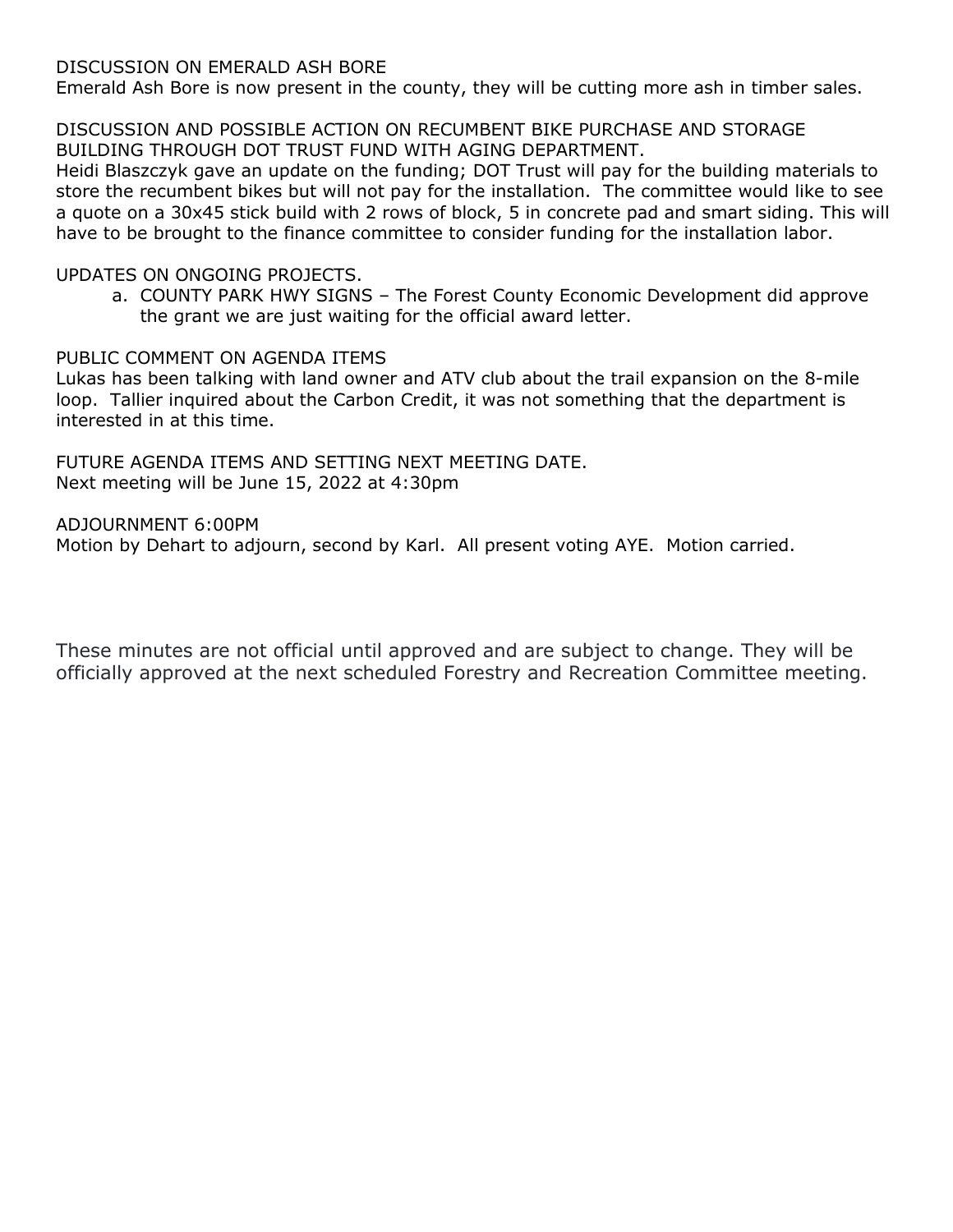DISCUSSION ON EMERALD ASH BORE

Emerald Ash Bore is now present in the county, they will be cutting more ash in timber sales.

DISCUSSION AND POSSIBLE ACTION ON RECUMBENT BIKE PURCHASE AND STORAGE BUILDING THROUGH DOT TRUST FUND WITH AGING DEPARTMENT.

Heidi Blaszczyk gave an update on the funding; DOT Trust will pay for the building materials to store the recumbent bikes but will not pay for the installation. The committee would like to see a quote on a 30x45 stick build with 2 rows of block, 5 in concrete pad and smart siding. This will have to be brought to the finance committee to consider funding for the installation labor.

UPDATES ON ONGOING PROJECTS.

a. COUNTY PARK HWY SIGNS – The Forest County Economic Development did approve the grant we are just waiting for the official award letter.

PUBLIC COMMENT ON AGENDA ITEMS

Lukas has been talking with land owner and ATV club about the trail expansion on the 8-mile loop. Tallier inquired about the Carbon Credit, it was not something that the department is interested in at this time.

FUTURE AGENDA ITEMS AND SETTING NEXT MEETING DATE.

Next meeting will be June 15, 2022 at 4:30pm

ADJOURNMENT 6:00PM

Motion by Dehart to adjourn, second by Karl. All present voting AYE. Motion carried.

These minutes are not official until approved and are subject to change. They will be officially approved at the next scheduled Forestry and Recreation Committee meeting.